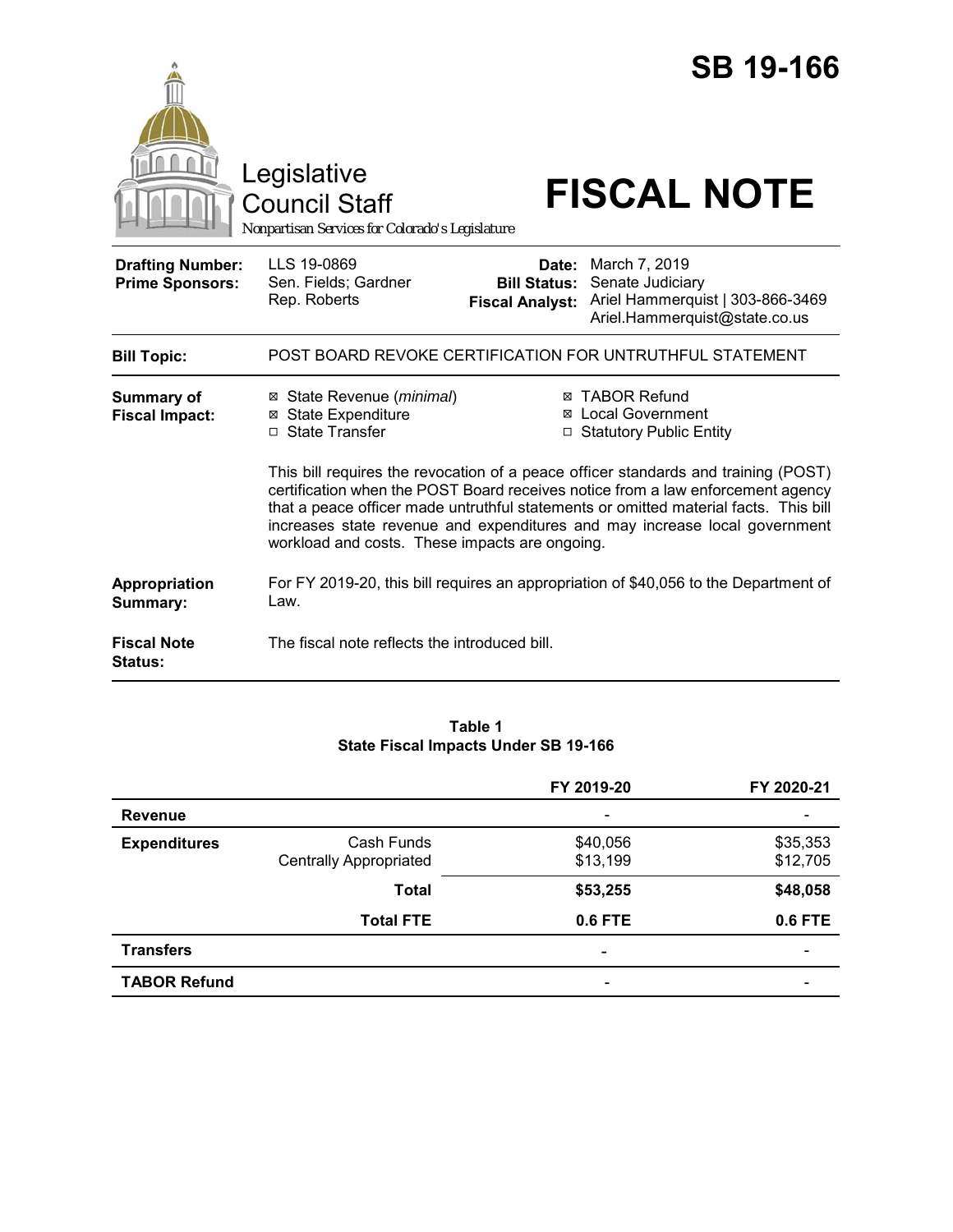# SB 19-166

Legislative Council Staff

*Nonpartisan Services for Colorado's Legislature*

# FISCAL NOTE

| | | | |
|---|---|---|---|
| **Drafting Number:** | LLS 19-0869 | **Date:** | March 7, 2019 |
| **Prime Sponsors:** | Sen. Fields; Gardner<br>Rep. Roberts | **Bill Status:** | Senate Judiciary |
| | | **Fiscal Analyst:** | Ariel Hammerquist \| 303-866-3469<br>Ariel.Hammerquist@state.co.us |

| | |
|---|---|
| **Bill Topic:** | POST BOARD REVOKE CERTIFICATION FOR UNTRUTHFUL STATEMENT |
| **Summary of Fiscal Impact:** | ☒ State Revenue (*minimal*)<br>☒ State Expenditure<br>☐ State Transfer<br>☒ TABOR Refund<br>☒ Local Government<br>☐ Statutory Public Entity<br><br>This bill requires the revocation of a peace officer standards and training (POST) certification when the POST Board receives notice from a law enforcement agency that a peace officer made untruthful statements or omitted material facts. This bill increases state revenue and expenditures and may increase local government workload and costs. These impacts are ongoing. |
| **Appropriation Summary:** | For FY 2019-20, this bill requires an appropriation of $40,056 to the Department of Law. |
| **Fiscal Note Status:** | The fiscal note reflects the introduced bill. |

**Table 1**
**State Fiscal Impacts Under SB 19-166**

| | | FY 2019-20 | FY 2020-21 |
|---|---|---|---|
| **Revenue** | | - | - |
| **Expenditures** | Cash Funds<br>Centrally Appropriated | $40,056<br>$13,199 | $35,353<br>$12,705 |
| | **Total** | **$53,255** | **$48,058** |
| | **Total FTE** | **0.6 FTE** | **0.6 FTE** |
| **Transfers** | | - | - |
| **TABOR Refund** | | - | - |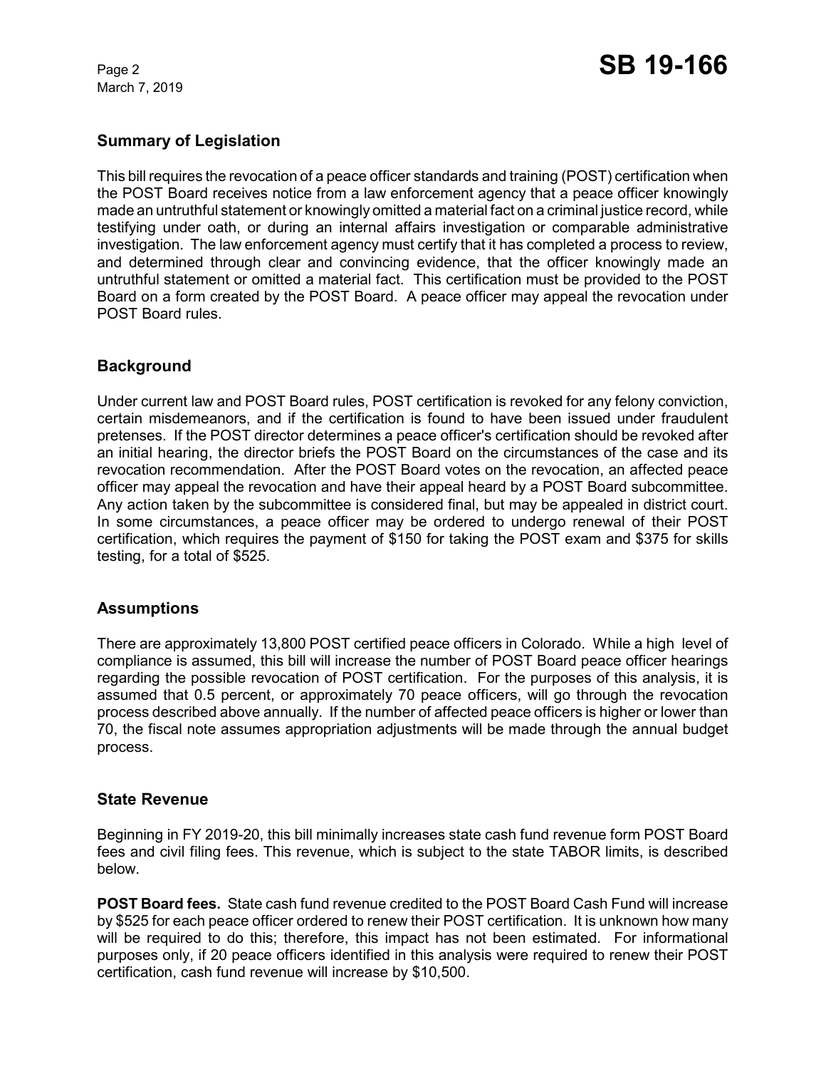## Summary of Legislation

This bill requires the revocation of a peace officer standards and training (POST) certification when the POST Board receives notice from a law enforcement agency that a peace officer knowingly made an untruthful statement or knowingly omitted a material fact on a criminal justice record, while testifying under oath, or during an internal affairs investigation or comparable administrative investigation. The law enforcement agency must certify that it has completed a process to review, and determined through clear and convincing evidence, that the officer knowingly made an untruthful statement or omitted a material fact. This certification must be provided to the POST Board on a form created by the POST Board. A peace officer may appeal the revocation under POST Board rules.

## Background

Under current law and POST Board rules, POST certification is revoked for any felony conviction, certain misdemeanors, and if the certification is found to have been issued under fraudulent pretenses. If the POST director determines a peace officer's certification should be revoked after an initial hearing, the director briefs the POST Board on the circumstances of the case and its revocation recommendation. After the POST Board votes on the revocation, an affected peace officer may appeal the revocation and have their appeal heard by a POST Board subcommittee. Any action taken by the subcommittee is considered final, but may be appealed in district court. In some circumstances, a peace officer may be ordered to undergo renewal of their POST certification, which requires the payment of $150 for taking the POST exam and $375 for skills testing, for a total of $525.

## Assumptions

There are approximately 13,800 POST certified peace officers in Colorado. While a high level of compliance is assumed, this bill will increase the number of POST Board peace officer hearings regarding the possible revocation of POST certification. For the purposes of this analysis, it is assumed that 0.5 percent, or approximately 70 peace officers, will go through the revocation process described above annually. If the number of affected peace officers is higher or lower than 70, the fiscal note assumes appropriation adjustments will be made through the annual budget process.

## State Revenue

Beginning in FY 2019-20, this bill minimally increases state cash fund revenue form POST Board fees and civil filing fees. This revenue, which is subject to the state TABOR limits, is described below.

**POST Board fees.** State cash fund revenue credited to the POST Board Cash Fund will increase by $525 for each peace officer ordered to renew their POST certification. It is unknown how many will be required to do this; therefore, this impact has not been estimated. For informational purposes only, if 20 peace officers identified in this analysis were required to renew their POST certification, cash fund revenue will increase by $10,500.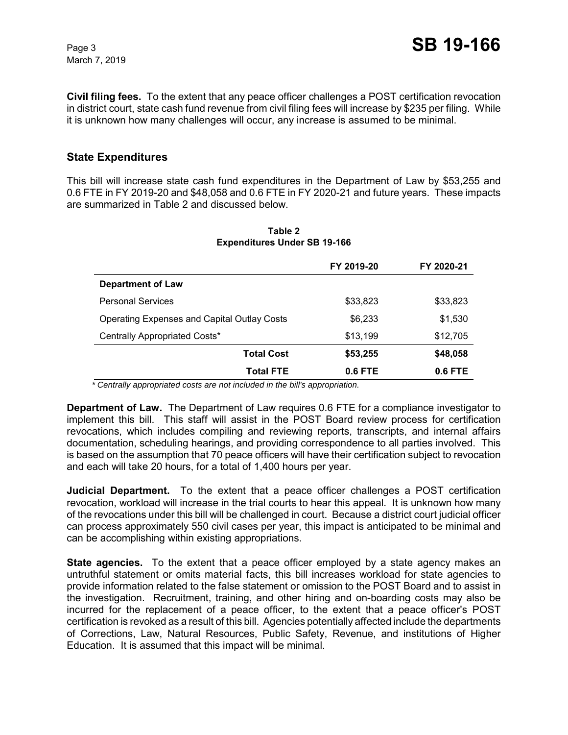**Civil filing fees.** To the extent that any peace officer challenges a POST certification revocation in district court, state cash fund revenue from civil filing fees will increase by $235 per filing. While it is unknown how many challenges will occur, any increase is assumed to be minimal.

## State Expenditures

This bill will increase state cash fund expenditures in the Department of Law by $53,255 and 0.6 FTE in FY 2019-20 and $48,058 and 0.6 FTE in FY 2020-21 and future years. These impacts are summarized in Table 2 and discussed below.

**Table 2**
**Expenditures Under SB 19-166**

| | FY 2019-20 | FY 2020-21 |
|---|---|---|
| **Department of Law** | | |
| Personal Services | $33,823 | $33,823 |
| Operating Expenses and Capital Outlay Costs | $6,233 | $1,530 |
| Centrally Appropriated Costs* | $13,199 | $12,705 |
| **Total Cost** | **$53,255** | **$48,058** |
| **Total FTE** | **0.6 FTE** | **0.6 FTE** |

*\* Centrally appropriated costs are not included in the bill's appropriation.*

**Department of Law.** The Department of Law requires 0.6 FTE for a compliance investigator to implement this bill. This staff will assist in the POST Board review process for certification revocations, which includes compiling and reviewing reports, transcripts, and internal affairs documentation, scheduling hearings, and providing correspondence to all parties involved. This is based on the assumption that 70 peace officers will have their certification subject to revocation and each will take 20 hours, for a total of 1,400 hours per year.

**Judicial Department.** To the extent that a peace officer challenges a POST certification revocation, workload will increase in the trial courts to hear this appeal. It is unknown how many of the revocations under this bill will be challenged in court. Because a district court judicial officer can process approximately 550 civil cases per year, this impact is anticipated to be minimal and can be accomplishing within existing appropriations.

**State agencies.** To the extent that a peace officer employed by a state agency makes an untruthful statement or omits material facts, this bill increases workload for state agencies to provide information related to the false statement or omission to the POST Board and to assist in the investigation. Recruitment, training, and other hiring and on-boarding costs may also be incurred for the replacement of a peace officer, to the extent that a peace officer's POST certification is revoked as a result of this bill. Agencies potentially affected include the departments of Corrections, Law, Natural Resources, Public Safety, Revenue, and institutions of Higher Education. It is assumed that this impact will be minimal.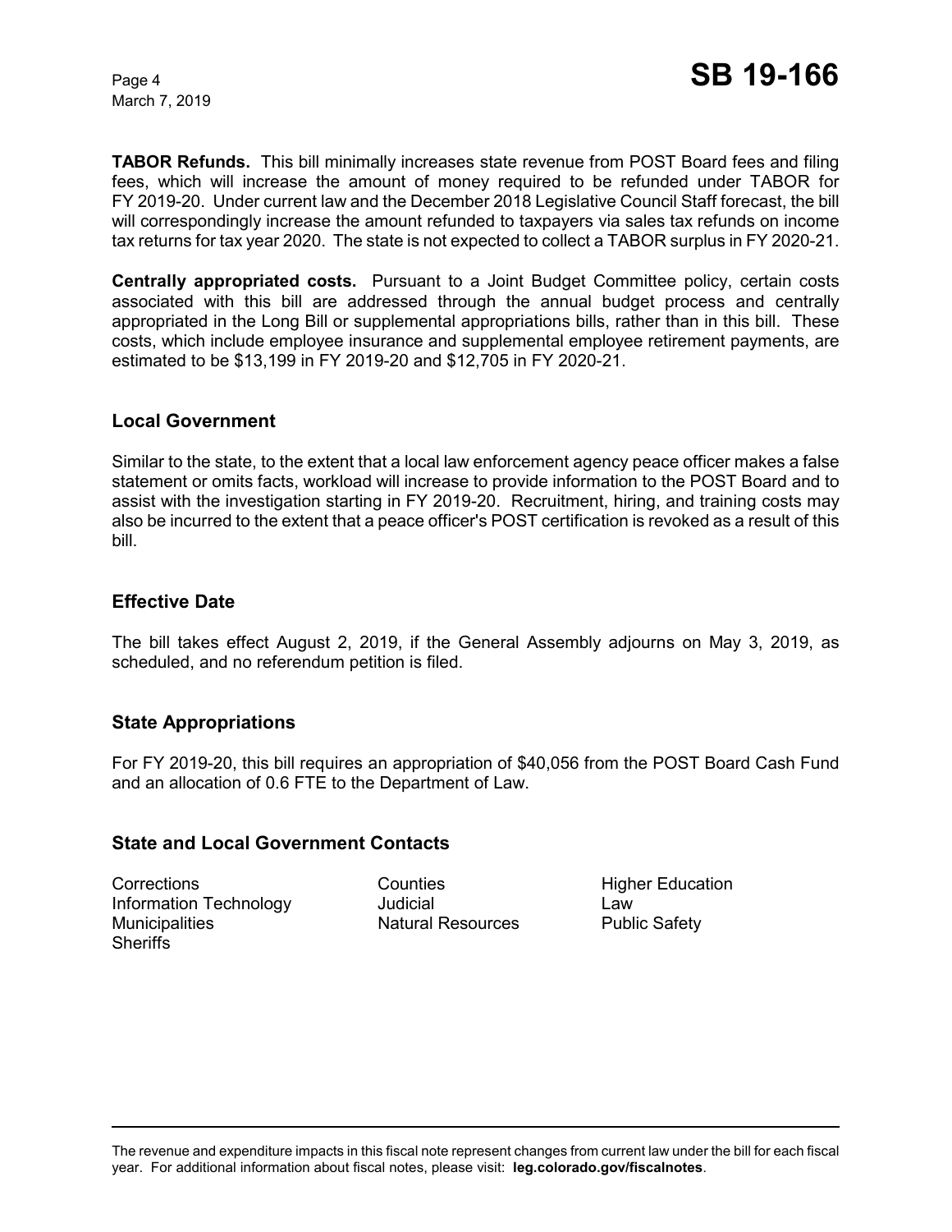**TABOR Refunds.** This bill minimally increases state revenue from POST Board fees and filing fees, which will increase the amount of money required to be refunded under TABOR for FY 2019-20. Under current law and the December 2018 Legislative Council Staff forecast, the bill will correspondingly increase the amount refunded to taxpayers via sales tax refunds on income tax returns for tax year 2020. The state is not expected to collect a TABOR surplus in FY 2020-21.

**Centrally appropriated costs.** Pursuant to a Joint Budget Committee policy, certain costs associated with this bill are addressed through the annual budget process and centrally appropriated in the Long Bill or supplemental appropriations bills, rather than in this bill. These costs, which include employee insurance and supplemental employee retirement payments, are estimated to be $13,199 in FY 2019-20 and $12,705 in FY 2020-21.

## Local Government

Similar to the state, to the extent that a local law enforcement agency peace officer makes a false statement or omits facts, workload will increase to provide information to the POST Board and to assist with the investigation starting in FY 2019-20. Recruitment, hiring, and training costs may also be incurred to the extent that a peace officer's POST certification is revoked as a result of this bill.

## Effective Date

The bill takes effect August 2, 2019, if the General Assembly adjourns on May 3, 2019, as scheduled, and no referendum petition is filed.

## State Appropriations

For FY 2019-20, this bill requires an appropriation of $40,056 from the POST Board Cash Fund and an allocation of 0.6 FTE to the Department of Law.

## State and Local Government Contacts

| | | |
|---|---|---|
| Corrections | Counties | Higher Education |
| Information Technology | Judicial | Law |
| Municipalities | Natural Resources | Public Safety |
| Sheriffs | | |

The revenue and expenditure impacts in this fiscal note represent changes from current law under the bill for each fiscal year. For additional information about fiscal notes, please visit: **leg.colorado.gov/fiscalnotes**.